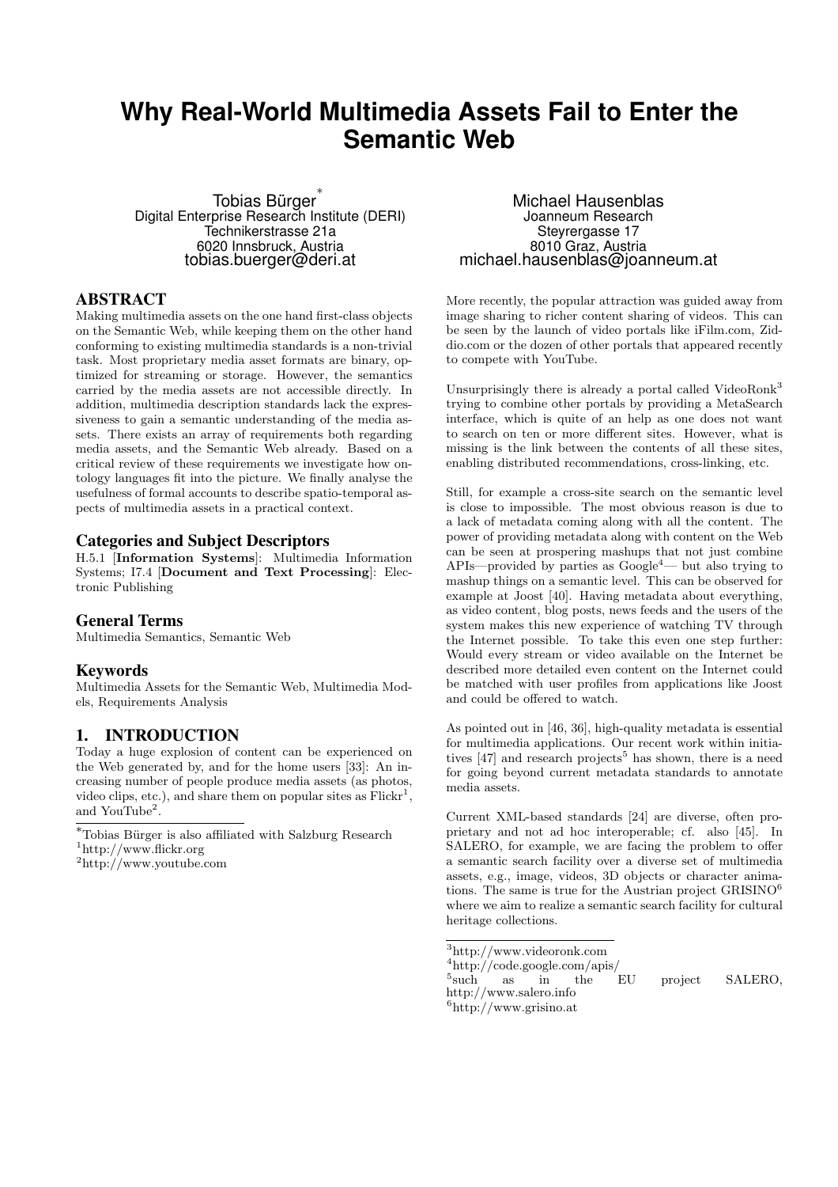// Why Real-World Multimedia Assets Fail to Enter the Semantic Web

Tobias Bürger[*]
Digital Enterprise Research Institute (DERI)
Technikerstrasse 21a
6020 Innsbruck, Austria
tobias.buerger@deri.at

Michael Hausenblas
Joanneum Research
Steyrergasse 17
8010 Graz, Austria
michael.hausenblas@joanneum.at

## ABSTRACT

Making multimedia assets on the one hand first-class objects on the Semantic Web, while keeping them on the other hand conforming to existing multimedia standards is a non-trivial task. Most proprietary media asset formats are binary, optimized for streaming or storage. However, the semantics carried by the media assets are not accessible directly. In addition, multimedia description standards lack the expressiveness to gain a semantic understanding of the media assets. There exists an array of requirements both regarding media assets, and the Semantic Web already. Based on a critical review of these requirements we investigate how ontology languages fit into the picture. We finally analyse the usefulness of formal accounts to describe spatio-temporal aspects of multimedia assets in a practical context.

### Categories and Subject Descriptors

H.5.1 [**Information Systems**]: Multimedia Information Systems; I7.4 [**Document and Text Processing**]: Electronic Publishing

### General Terms

Multimedia Semantics, Semantic Web

### Keywords

Multimedia Assets for the Semantic Web, Multimedia Models, Requirements Analysis

## 1. INTRODUCTION

Today a huge explosion of content can be experienced on the Web generated by, and for the home users [33]: An increasing number of people produce media assets (as photos, video clips, etc.), and share them on popular sites as Flickr[1], and YouTube[2].

More recently, the popular attraction was guided away from image sharing to richer content sharing of videos. This can be seen by the launch of video portals like iFilm.com, Ziddio.com or the dozen of other portals that appeared recently to compete with YouTube.

Unsurprisingly there is already a portal called VideoRonk[3] trying to combine other portals by providing a MetaSearch interface, which is quite of an help as one does not want to search on ten or more different sites. However, what is missing is the link between the contents of all these sites, enabling distributed recommendations, cross-linking, etc.

Still, for example a cross-site search on the semantic level is close to impossible. The most obvious reason is due to a lack of metadata coming along with all the content. The power of providing metadata along with content on the Web can be seen at prospering mashups that not just combine APIs—provided by parties as Google[4]— but also trying to mashup things on a semantic level. This can be observed for example at Joost [40]. Having metadata about everything, as video content, blog posts, news feeds and the users of the system makes this new experience of watching TV through the Internet possible. To take this even one step further: Would every stream or video available on the Internet be described more detailed even content on the Internet could be matched with user profiles from applications like Joost and could be offered to watch.

As pointed out in [46, 36], high-quality metadata is essential for multimedia applications. Our recent work within initiatives [47] and research projects[5] has shown, there is a need for going beyond current metadata standards to annotate media assets.

Current XML-based standards [24] are diverse, often proprietary and not ad hoc interoperable; cf. also [45]. In SALERO, for example, we are facing the problem to offer a semantic search facility over a diverse set of multimedia assets, e.g., image, videos, 3D objects or character animations. The same is true for the Austrian project GRISINO[6] where we aim to realize a semantic search facility for cultural heritage collections.

[*] Tobias Bürger is also affiliated with Salzburg Research
[1] http://www.flickr.org
[2] http://www.youtube.com
[3] http://www.videoronk.com
[4] http://code.google.com/apis/
[5] such as in the EU project SALERO, http://www.salero.info
[6] http://www.grisino.at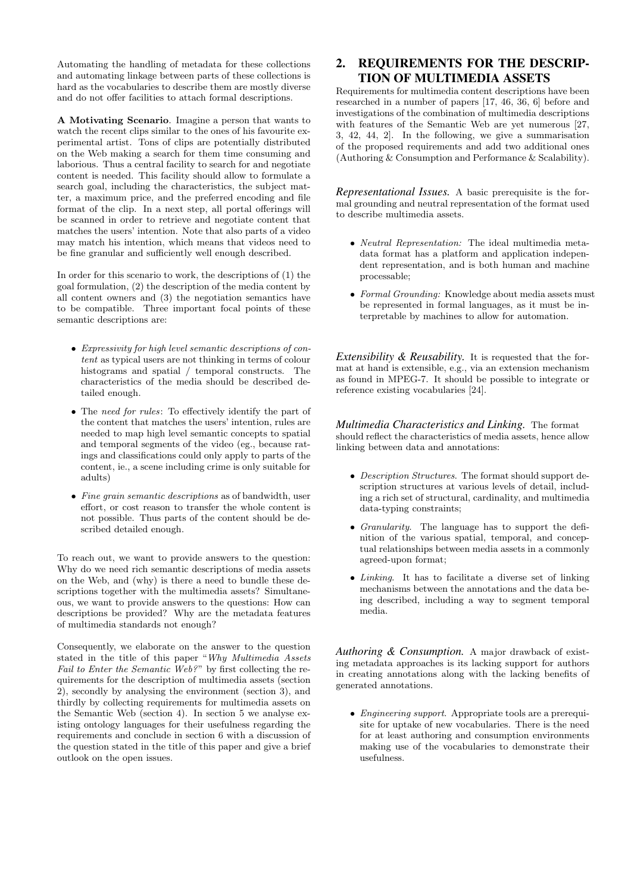Automating the handling of metadata for these collections and automating linkage between parts of these collections is hard as the vocabularies to describe them are mostly diverse and do not offer facilities to attach formal descriptions.

**A Motivating Scenario**. Imagine a person that wants to watch the recent clips similar to the ones of his favourite experimental artist. Tons of clips are potentially distributed on the Web making a search for them time consuming and laborious. Thus a central facility to search for and negotiate content is needed. This facility should allow to formulate a search goal, including the characteristics, the subject matter, a maximum price, and the preferred encoding and file format of the clip. In a next step, all portal offerings will be scanned in order to retrieve and negotiate content that matches the users' intention. Note that also parts of a video may match his intention, which means that videos need to be fine granular and sufficiently well enough described.

In order for this scenario to work, the descriptions of (1) the goal formulation, (2) the description of the media content by all content owners and (3) the negotiation semantics have to be compatible. Three important focal points of these semantic descriptions are:

- *Expressivity for high level semantic descriptions of content* as typical users are not thinking in terms of colour histograms and spatial / temporal constructs. The characteristics of the media should be described detailed enough.
- The *need for rules*: To effectively identify the part of the content that matches the users' intention, rules are needed to map high level semantic concepts to spatial and temporal segments of the video (eg., because ratings and classifications could only apply to parts of the content, ie., a scene including crime is only suitable for adults)
- *Fine grain semantic descriptions* as of bandwidth, user effort, or cost reason to transfer the whole content is not possible. Thus parts of the content should be described detailed enough.

To reach out, we want to provide answers to the question: Why do we need rich semantic descriptions of media assets on the Web, and (why) is there a need to bundle these descriptions together with the multimedia assets? Simultaneous, we want to provide answers to the questions: How can descriptions be provided? Why are the metadata features of multimedia standards not enough?

Consequently, we elaborate on the answer to the question stated in the title of this paper "*Why Multimedia Assets Fail to Enter the Semantic Web?*" by first collecting the requirements for the description of multimedia assets (section 2), secondly by analysing the environment (section 3), and thirdly by collecting requirements for multimedia assets on the Semantic Web (section 4). In section 5 we analyse existing ontology languages for their usefulness regarding the requirements and conclude in section 6 with a discussion of the question stated in the title of this paper and give a brief outlook on the open issues.

## 2. REQUIREMENTS FOR THE DESCRIPTION OF MULTIMEDIA ASSETS

Requirements for multimedia content descriptions have been researched in a number of papers [17, 46, 36, 6] before and investigations of the combination of multimedia descriptions with features of the Semantic Web are yet numerous [27, 3, 42, 44, 2]. In the following, we give a summarisation of the proposed requirements and add two additional ones (Authoring & Consumption and Performance & Scalability).

***Representational Issues.*** A basic prerequisite is the formal grounding and neutral representation of the format used to describe multimedia assets.

- *Neutral Representation:* The ideal multimedia metadata format has a platform and application independent representation, and is both human and machine processable;
- *Formal Grounding:* Knowledge about media assets must be represented in formal languages, as it must be interpretable by machines to allow for automation.

***Extensibility & Reusability.*** It is requested that the format at hand is extensible, e.g., via an extension mechanism as found in MPEG-7. It should be possible to integrate or reference existing vocabularies [24].

***Multimedia Characteristics and Linking.*** The format should reflect the characteristics of media assets, hence allow linking between data and annotations:

- *Description Structures*. The format should support description structures at various levels of detail, including a rich set of structural, cardinality, and multimedia data-typing constraints;
- *Granularity*. The language has to support the definition of the various spatial, temporal, and conceptual relationships between media assets in a commonly agreed-upon format;
- *Linking*. It has to facilitate a diverse set of linking mechanisms between the annotations and the data being described, including a way to segment temporal media.

***Authoring & Consumption.*** A major drawback of existing metadata approaches is its lacking support for authors in creating annotations along with the lacking benefits of generated annotations.

- *Engineering support*. Appropriate tools are a prerequisite for uptake of new vocabularies. There is the need for at least authoring and consumption environments making use of the vocabularies to demonstrate their usefulness.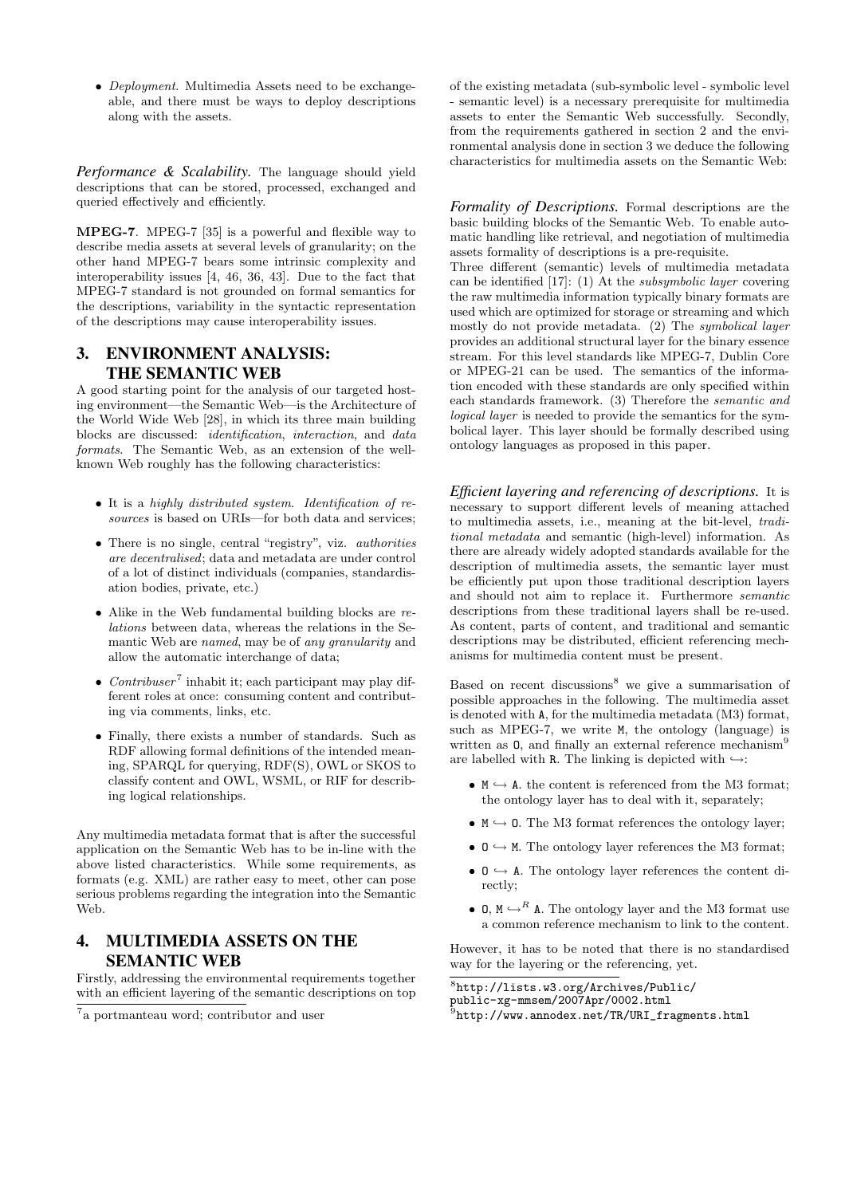- *Deployment*. Multimedia Assets need to be exchangeable, and there must be ways to deploy descriptions along with the assets.

***Performance & Scalability.*** The language should yield descriptions that can be stored, processed, exchanged and queried effectively and efficiently.

**MPEG-7**. MPEG-7 [35] is a powerful and flexible way to describe media assets at several levels of granularity; on the other hand MPEG-7 bears some intrinsic complexity and interoperability issues [4, 46, 36, 43]. Due to the fact that MPEG-7 standard is not grounded on formal semantics for the descriptions, variability in the syntactic representation of the descriptions may cause interoperability issues.

## 3. ENVIRONMENT ANALYSIS: THE SEMANTIC WEB

A good starting point for the analysis of our targeted hosting environment—the Semantic Web—is the Architecture of the World Wide Web [28], in which its three main building blocks are discussed: *identification*, *interaction*, and *data formats*. The Semantic Web, as an extension of the well-known Web roughly has the following characteristics:

- It is a *highly distributed system*. *Identification of resources* is based on URIs—for both data and services;
- There is no single, central "registry", viz. *authorities are decentralised*; data and metadata are under control of a lot of distinct individuals (companies, standardisation bodies, private, etc.)
- Alike in the Web fundamental building blocks are *relations* between data, whereas the relations in the Semantic Web are *named*, may be of *any granularity* and allow the automatic interchange of data;
- *Contribuser*[7] inhabit it; each participant may play different roles at once: consuming content and contributing via comments, links, etc.
- Finally, there exists a number of standards. Such as RDF allowing formal definitions of the intended meaning, SPARQL for querying, RDF(S), OWL or SKOS to classify content and OWL, WSML, or RIF for describing logical relationships.

Any multimedia metadata format that is after the successful application on the Semantic Web has to be in-line with the above listed characteristics. While some requirements, as formats (e.g. XML) are rather easy to meet, other can pose serious problems regarding the integration into the Semantic Web.

## 4. MULTIMEDIA ASSETS ON THE SEMANTIC WEB

Firstly, addressing the environmental requirements together with an efficient layering of the semantic descriptions on top of the existing metadata (sub-symbolic level - symbolic level - semantic level) is a necessary prerequisite for multimedia assets to enter the Semantic Web successfully. Secondly, from the requirements gathered in section 2 and the environmental analysis done in section 3 we deduce the following characteristics for multimedia assets on the Semantic Web:

***Formality of Descriptions.*** Formal descriptions are the basic building blocks of the Semantic Web. To enable automatic handling like retrieval, and negotiation of multimedia assets formality of descriptions is a pre-requisite.

Three different (semantic) levels of multimedia metadata can be identified [17]: (1) At the *subsymbolic layer* covering the raw multimedia information typically binary formats are used which are optimized for storage or streaming and which mostly do not provide metadata. (2) The *symbolical layer* provides an additional structural layer for the binary essence stream. For this level standards like MPEG-7, Dublin Core or MPEG-21 can be used. The semantics of the information encoded with these standards are only specified within each standards framework. (3) Therefore the *semantic and logical layer* is needed to provide the semantics for the symbolical layer. This layer should be formally described using ontology languages as proposed in this paper.

***Efficient layering and referencing of descriptions.*** It is necessary to support different levels of meaning attached to multimedia assets, i.e., meaning at the bit-level, *traditional metadata* and semantic (high-level) information. As there are already widely adopted standards available for the description of multimedia assets, the semantic layer must be efficiently put upon those traditional description layers and should not aim to replace it. Furthermore *semantic* descriptions from these traditional layers shall be re-used. As content, parts of content, and traditional and semantic descriptions may be distributed, efficient referencing mechanisms for multimedia content must be present.

Based on recent discussions[8] we give a summarisation of possible approaches in the following. The multimedia asset is denoted with `A`, for the multimedia metadata (M3) format, such as MPEG-7, we write `M`, the ontology (language) is written as `O`, and finally an external reference mechanism[9] are labelled with `R`. The linking is depicted with $\hookrightarrow$:

- `M` $\hookrightarrow$ `A`. the content is referenced from the M3 format; the ontology layer has to deal with it, separately;
- `M` $\hookrightarrow$ `O`. The M3 format references the ontology layer;
- `O` $\hookrightarrow$ `M`. The ontology layer references the M3 format;
- `O` $\hookrightarrow$ `A`. The ontology layer references the content directly;
- `O`, `M` $\hookrightarrow^R$ `A`. The ontology layer and the M3 format use a common reference mechanism to link to the content.

However, it has to be noted that there is no standardised way for the layering or the referencing, yet.

---

[7] a portmanteau word; contributor and user

[8] `http://lists.w3.org/Archives/Public/public-xg-mmsem/2007Apr/0002.html`

[9] `http://www.annodex.net/TR/URI_fragments.html`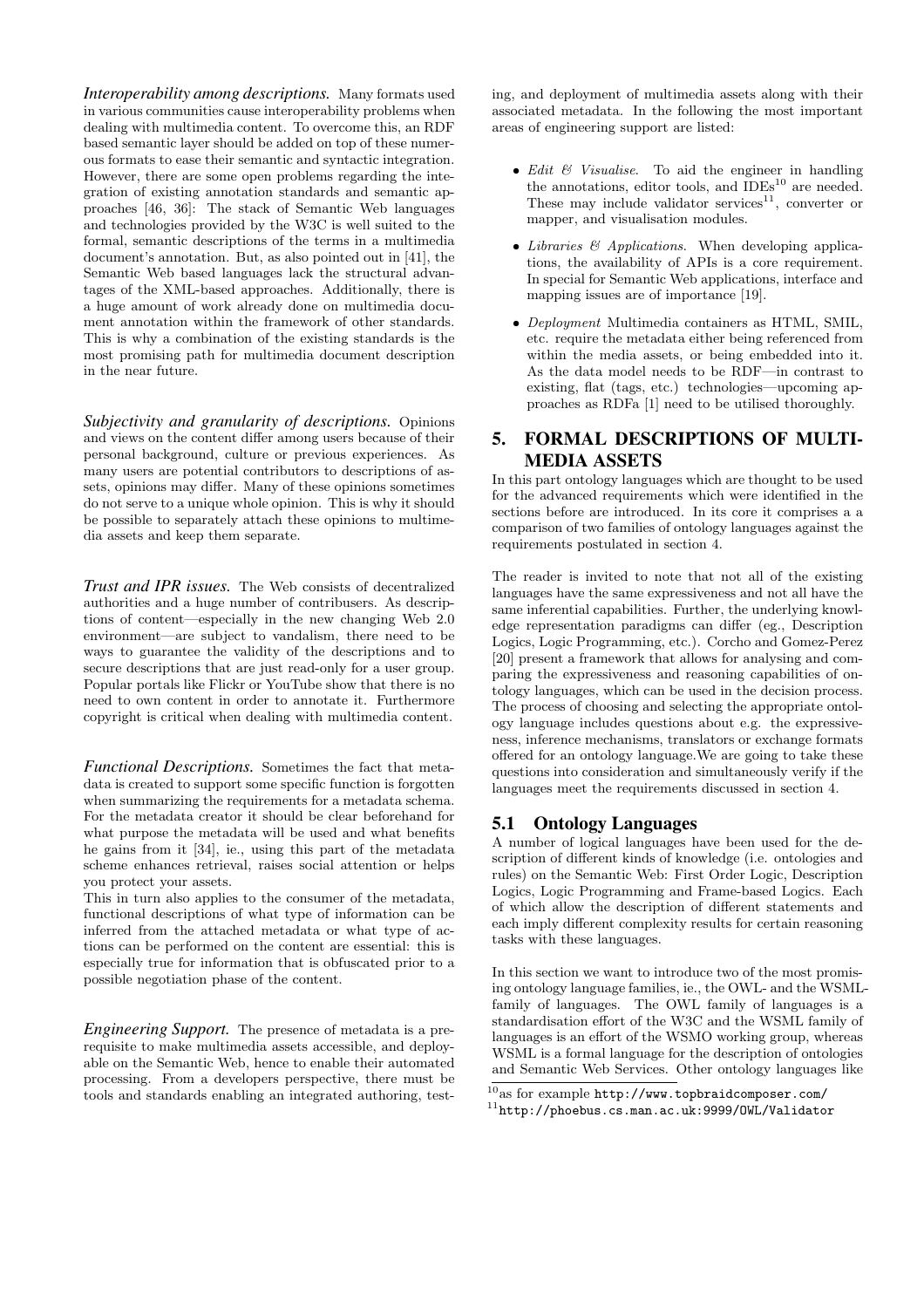***Interoperability among descriptions.*** Many formats used in various communities cause interoperability problems when dealing with multimedia content. To overcome this, an RDF based semantic layer should be added on top of these numerous formats to ease their semantic and syntactic integration. However, there are some open problems regarding the integration of existing annotation standards and semantic approaches [46, 36]: The stack of Semantic Web languages and technologies provided by the W3C is well suited to the formal, semantic descriptions of the terms in a multimedia document's annotation. But, as also pointed out in [41], the Semantic Web based languages lack the structural advantages of the XML-based approaches. Additionally, there is a huge amount of work already done on multimedia document annotation within the framework of other standards. This is why a combination of the existing standards is the most promising path for multimedia document description in the near future.

***Subjectivity and granularity of descriptions.*** Opinions and views on the content differ among users because of their personal background, culture or previous experiences. As many users are potential contributors to descriptions of assets, opinions may differ. Many of these opinions sometimes do not serve to a unique whole opinion. This is why it should be possible to separately attach these opinions to multimedia assets and keep them separate.

***Trust and IPR issues.*** The Web consists of decentralized authorities and a huge number of contribusers. As descriptions of content—especially in the new changing Web 2.0 environment—are subject to vandalism, there need to be ways to guarantee the validity of the descriptions and to secure descriptions that are just read-only for a user group. Popular portals like Flickr or YouTube show that there is no need to own content in order to annotate it. Furthermore copyright is critical when dealing with multimedia content.

***Functional Descriptions.*** Sometimes the fact that metadata is created to support some specific function is forgotten when summarizing the requirements for a metadata schema. For the metadata creator it should be clear beforehand for what purpose the metadata will be used and what benefits he gains from it [34], ie., using this part of the metadata scheme enhances retrieval, raises social attention or helps you protect your assets.

This in turn also applies to the consumer of the metadata, functional descriptions of what type of information can be inferred from the attached metadata or what type of actions can be performed on the content are essential: this is especially true for information that is obfuscated prior to a possible negotiation phase of the content.

***Engineering Support.*** The presence of metadata is a prerequisite to make multimedia assets accessible, and deployable on the Semantic Web, hence to enable their automated processing. From a developers perspective, there must be tools and standards enabling an integrated authoring, testing, and deployment of multimedia assets along with their associated metadata. In the following the most important areas of engineering support are listed:

- *Edit & Visualise*. To aid the engineer in handling the annotations, editor tools, and IDEs[10] are needed. These may include validator services[11], converter or mapper, and visualisation modules.
- *Libraries & Applications*. When developing applications, the availability of APIs is a core requirement. In special for Semantic Web applications, interface and mapping issues are of importance [19].
- *Deployment* Multimedia containers as HTML, SMIL, etc. require the metadata either being referenced from within the media assets, or being embedded into it. As the data model needs to be RDF—in contrast to existing, flat (tags, etc.) technologies—upcoming approaches as RDFa [1] need to be utilised thoroughly.

## 5. FORMAL DESCRIPTIONS OF MULTIMEDIA ASSETS

In this part ontology languages which are thought to be used for the advanced requirements which were identified in the sections before are introduced. In its core it comprises a a comparison of two families of ontology languages against the requirements postulated in section 4.

The reader is invited to note that not all of the existing languages have the same expressiveness and not all have the same inferential capabilities. Further, the underlying knowledge representation paradigms can differ (eg., Description Logics, Logic Programming, etc.). Corcho and Gomez-Perez [20] present a framework that allows for analysing and comparing the expressiveness and reasoning capabilities of ontology languages, which can be used in the decision process. The process of choosing and selecting the appropriate ontology language includes questions about e.g. the expressiveness, inference mechanisms, translators or exchange formats offered for an ontology language.We are going to take these questions into consideration and simultaneously verify if the languages meet the requirements discussed in section 4.

### 5.1 Ontology Languages

A number of logical languages have been used for the description of different kinds of knowledge (i.e. ontologies and rules) on the Semantic Web: First Order Logic, Description Logics, Logic Programming and Frame-based Logics. Each of which allow the description of different statements and each imply different complexity results for certain reasoning tasks with these languages.

In this section we want to introduce two of the most promising ontology language families, ie., the OWL- and the WSML-family of languages. The OWL family of languages is a standardisation effort of the W3C and the WSML family of languages is an effort of the WSMO working group, whereas WSML is a formal language for the description of ontologies and Semantic Web Services. Other ontology languages like

[10] as for example `http://www.topbraidcomposer.com/`

[11] `http://phoebus.cs.man.ac.uk:9999/OWL/Validator`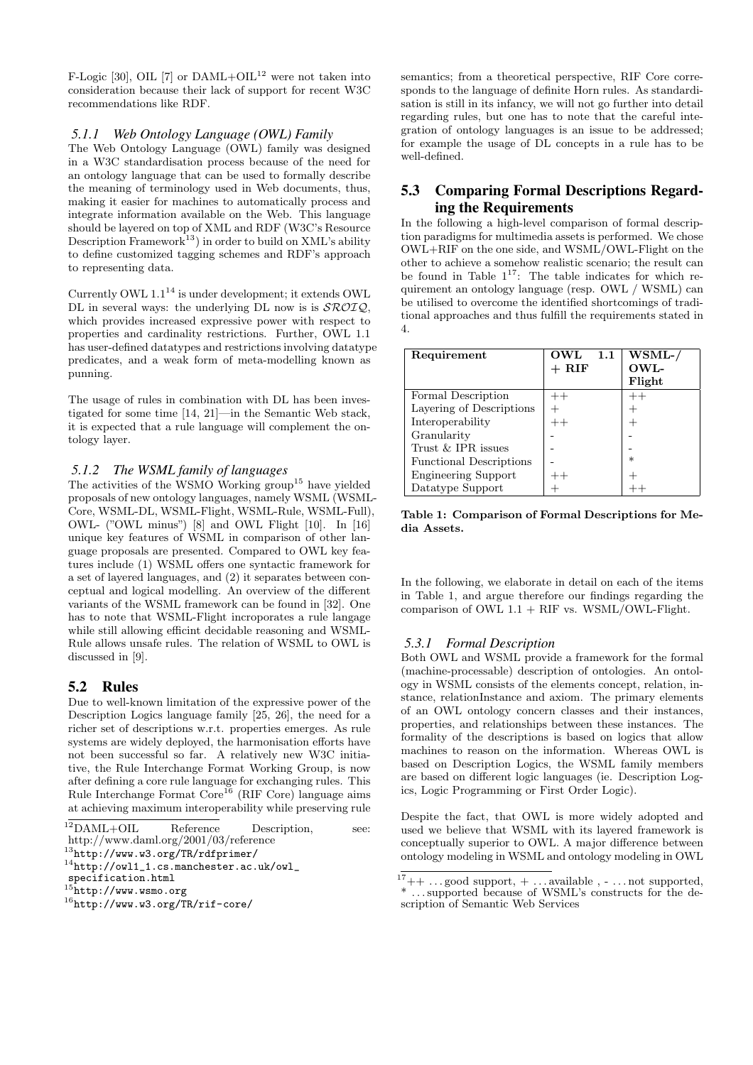F-Logic [30], OIL [7] or DAML+OIL[12] were not taken into consideration because their lack of support for recent W3C recommendations like RDF.

#### 5.1.1 Web Ontology Language (OWL) Family

The Web Ontology Language (OWL) family was designed in a W3C standardisation process because of the need for an ontology language that can be used to formally describe the meaning of terminology used in Web documents, thus, making it easier for machines to automatically process and integrate information available on the Web. This language should be layered on top of XML and RDF (W3C's Resource Description Framework[13]) in order to build on XML's ability to define customized tagging schemes and RDF's approach to representing data.

Currently OWL 1.1[14] is under development; it extends OWL DL in several ways: the underlying DL now is is $\mathcal{SROIQ}$, which provides increased expressive power with respect to properties and cardinality restrictions. Further, OWL 1.1 has user-defined datatypes and restrictions involving datatype predicates, and a weak form of meta-modelling known as punning.

The usage of rules in combination with DL has been investigated for some time [14, 21]—in the Semantic Web stack, it is expected that a rule language will complement the ontology layer.

#### 5.1.2 The WSML family of languages

The activities of the WSMO Working group[15] have yielded proposals of new ontology languages, namely WSML (WSML-Core, WSML-DL, WSML-Flight, WSML-Rule, WSML-Full), OWL- ("OWL minus") [8] and OWL Flight [10]. In [16] unique key features of WSML in comparison of other language proposals are presented. Compared to OWL key features include (1) WSML offers one syntactic framework for a set of layered languages, and (2) it separates between conceptual and logical modelling. An overview of the different variants of the WSML framework can be found in [32]. One has to note that WSML-Flight incroporates a rule langage while still allowing efficint decidable reasoning and WSML-Rule allows unsafe rules. The relation of WSML to OWL is discussed in [9].

### 5.2 Rules

Due to well-known limitation of the expressive power of the Description Logics language family [25, 26], the need for a richer set of descriptions w.r.t. properties emerges. As rule systems are widely deployed, the harmonisation efforts have not been successful so far. A relatively new W3C initiative, the Rule Interchange Format Working Group, is now after defining a core rule language for exchanging rules. This Rule Interchange Format Core[16] (RIF Core) language aims at achieving maximum interoperability while preserving rule semantics; from a theoretical perspective, RIF Core corresponds to the language of definite Horn rules. As standardisation is still in its infancy, we will not go further into detail regarding rules, but one has to note that the careful integration of ontology languages is an issue to be addressed; for example the usage of DL concepts in a rule has to be well-defined.

### 5.3 Comparing Formal Descriptions Regarding the Requirements

In the following a high-level comparison of formal description paradigms for multimedia assets is performed. We chose OWL+RIF on the one side, and WSML/OWL-Flight on the other to achieve a somehow realistic scenario; the result can be found in Table 1[17]: The table indicates for which requirement an ontology language (resp. OWL / WSML) can be utilised to overcome the identified shortcomings of traditional approaches and thus fulfill the requirements stated in 4.

| **Requirement** | **OWL 1.1 + RIF** | **WSML-/ OWL-Flight** |
|---|---|---|
| Formal Description | ++ | ++ |
| Layering of Descriptions | + | + |
| Interoperability | ++ | + |
| Granularity | - | - |
| Trust & IPR issues | - | - |
| Functional Descriptions | - | * |
| Engineering Support | ++ | + |
| Datatype Support | + | ++ |

**Table 1: Comparison of Formal Descriptions for Media Assets.**

In the following, we elaborate in detail on each of the items in Table 1, and argue therefore our findings regarding the comparison of OWL 1.1 + RIF vs. WSML/OWL-Flight.

#### 5.3.1 Formal Description

Both OWL and WSML provide a framework for the formal (machine-processable) description of ontologies. An ontology in WSML consists of the elements concept, relation, instance, relationInstance and axiom. The primary elements of an OWL ontology concern classes and their instances, properties, and relationships between these instances. The formality of the descriptions is based on logics that allow machines to reason on the information. Whereas OWL is based on Description Logics, the WSML family members are based on different logic languages (ie. Description Logics, Logic Programming or First Order Logic).

Despite the fact, that OWL is more widely adopted and used we believe that WSML with its layered framework is conceptually superior to OWL. A major difference between ontology modeling in WSML and ontology modeling in OWL

[12] DAML+OIL Reference Description, see: http://www.daml.org/2001/03/reference

[13] http://www.w3.org/TR/rdfprimer/

[14] http://owl1_1.cs.manchester.ac.uk/owl_specification.html

[15] http://www.wsmo.org

[16] http://www.w3.org/TR/rif-core/

[17] ++ ...good support, + ...available , - ...not supported, * ...supported because of WSML's constructs for the description of Semantic Web Services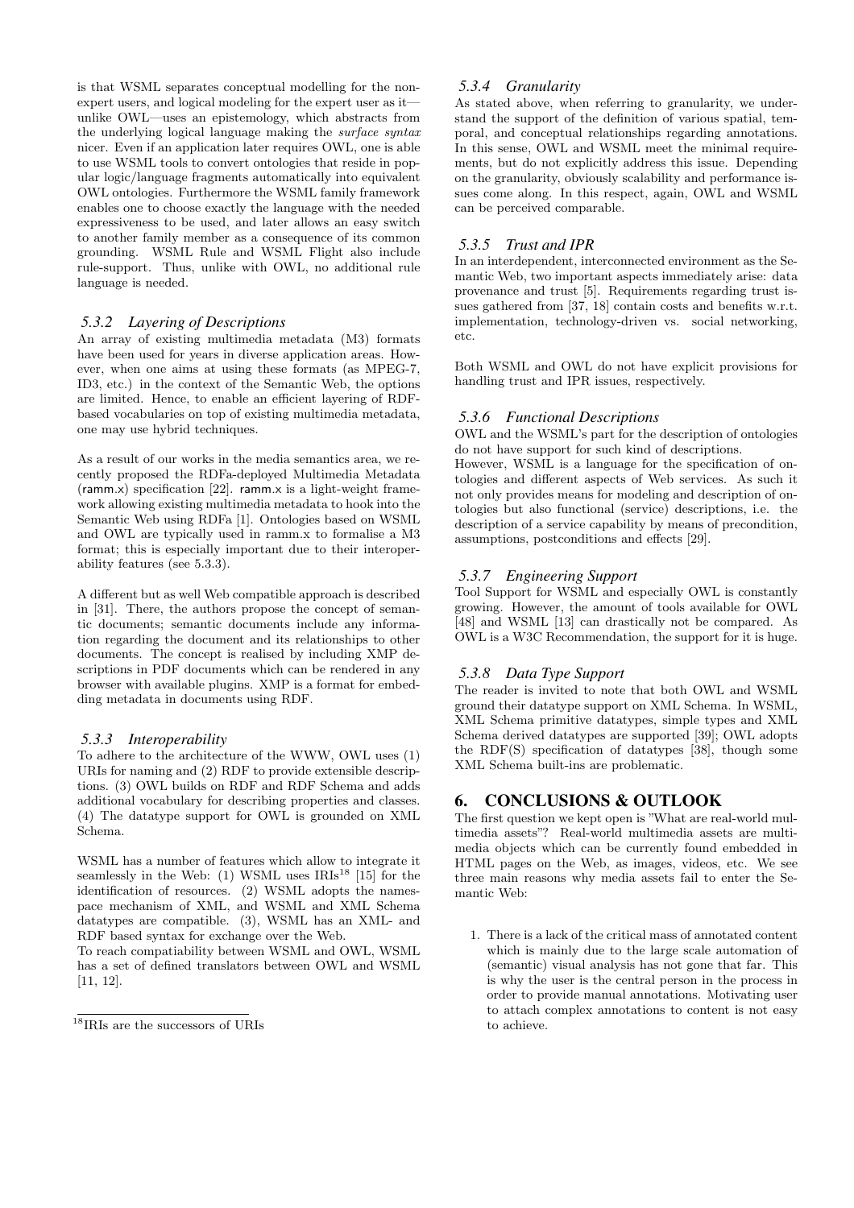is that WSML separates conceptual modelling for the non-expert users, and logical modeling for the expert user as it—unlike OWL—uses an epistemology, which abstracts from the underlying logical language making the *surface syntax* nicer. Even if an application later requires OWL, one is able to use WSML tools to convert ontologies that reside in popular logic/language fragments automatically into equivalent OWL ontologies. Furthermore the WSML family framework enables one to choose exactly the language with the needed expressiveness to be used, and later allows an easy switch to another family member as a consequence of its common grounding. WSML Rule and WSML Flight also include rule-support. Thus, unlike with OWL, no additional rule language is needed.

### 5.3.2 Layering of Descriptions

An array of existing multimedia metadata (M3) formats have been used for years in diverse application areas. However, when one aims at using these formats (as MPEG-7, ID3, etc.) in the context of the Semantic Web, the options are limited. Hence, to enable an efficient layering of RDF-based vocabularies on top of existing multimedia metadata, one may use hybrid techniques.

As a result of our works in the media semantics area, we recently proposed the RDFa-deployed Multimedia Metadata (ramm.x) specification [22]. ramm.x is a light-weight framework allowing existing multimedia metadata to hook into the Semantic Web using RDFa [1]. Ontologies based on WSML and OWL are typically used in ramm.x to formalise a M3 format; this is especially important due to their interoperability features (see 5.3.3).

A different but as well Web compatible approach is described in [31]. There, the authors propose the concept of semantic documents; semantic documents include any information regarding the document and its relationships to other documents. The concept is realised by including XMP descriptions in PDF documents which can be rendered in any browser with available plugins. XMP is a format for embedding metadata in documents using RDF.

### 5.3.3 Interoperability

To adhere to the architecture of the WWW, OWL uses (1) URIs for naming and (2) RDF to provide extensible descriptions. (3) OWL builds on RDF and RDF Schema and adds additional vocabulary for describing properties and classes. (4) The datatype support for OWL is grounded on XML Schema.

WSML has a number of features which allow to integrate it seamlessly in the Web: (1) WSML uses IRIs[18] [15] for the identification of resources. (2) WSML adopts the namespace mechanism of XML, and WSML and XML Schema datatypes are compatible. (3), WSML has an XML- and RDF based syntax for exchange over the Web.
To reach compatiability between WSML and OWL, WSML has a set of defined translators between OWL and WSML [11, 12].

[18] IRIs are the successors of URIs

### 5.3.4 Granularity

As stated above, when referring to granularity, we understand the support of the definition of various spatial, temporal, and conceptual relationships regarding annotations. In this sense, OWL and WSML meet the minimal requirements, but do not explicitly address this issue. Depending on the granularity, obviously scalability and performance issues come along. In this respect, again, OWL and WSML can be perceived comparable.

### 5.3.5 Trust and IPR

In an interdependent, interconnected environment as the Semantic Web, two important aspects immediately arise: data provenance and trust [5]. Requirements regarding trust issues gathered from [37, 18] contain costs and benefits w.r.t. implementation, technology-driven vs. social networking, etc.

Both WSML and OWL do not have explicit provisions for handling trust and IPR issues, respectively.

### 5.3.6 Functional Descriptions

OWL and the WSML's part for the description of ontologies do not have support for such kind of descriptions.
However, WSML is a language for the specification of ontologies and different aspects of Web services. As such it not only provides means for modeling and description of ontologies but also functional (service) descriptions, i.e. the description of a service capability by means of precondition, assumptions, postconditions and effects [29].

### 5.3.7 Engineering Support

Tool Support for WSML and especially OWL is constantly growing. However, the amount of tools available for OWL [48] and WSML [13] can drastically not be compared. As OWL is a W3C Recommendation, the support for it is huge.

### 5.3.8 Data Type Support

The reader is invited to note that both OWL and WSML ground their datatype support on XML Schema. In WSML, XML Schema primitive datatypes, simple types and XML Schema derived datatypes are supported [39]; OWL adopts the RDF(S) specification of datatypes [38], though some XML Schema built-ins are problematic.

## 6. CONCLUSIONS & OUTLOOK

The first question we kept open is "What are real-world multimedia assets"? Real-world multimedia assets are multimedia objects which can be currently found embedded in HTML pages on the Web, as images, videos, etc. We see three main reasons why media assets fail to enter the Semantic Web:

1. There is a lack of the critical mass of annotated content which is mainly due to the large scale automation of (semantic) visual analysis has not gone that far. This is why the user is the central person in the process in order to provide manual annotations. Motivating user to attach complex annotations to content is not easy to achieve.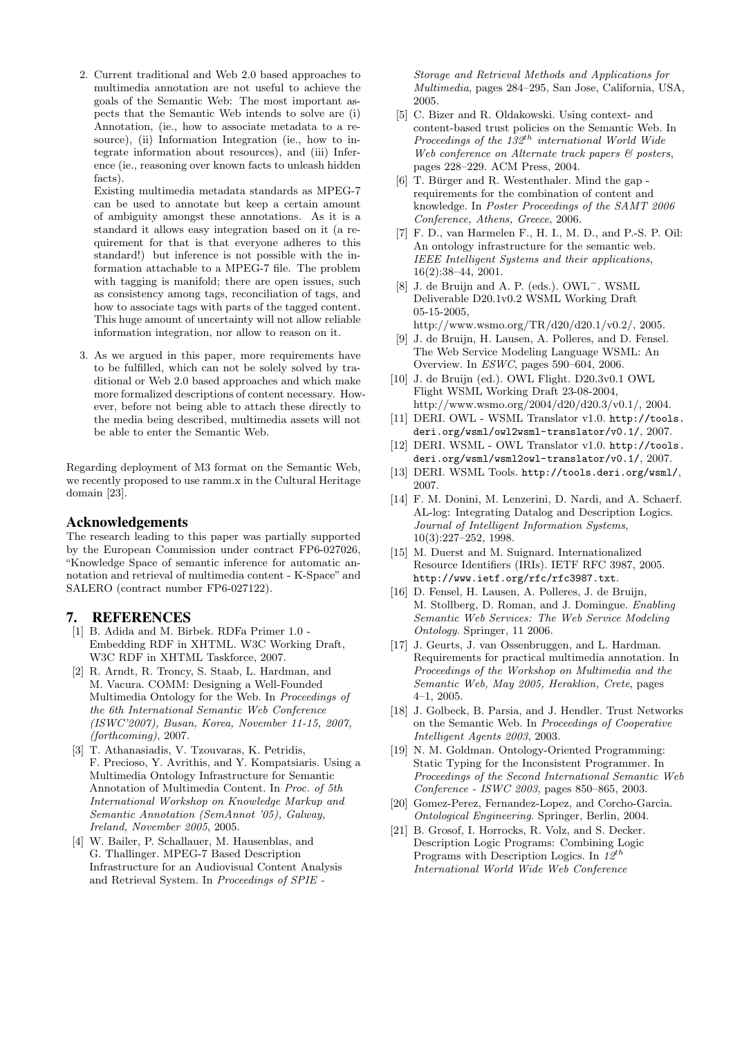2. Current traditional and Web 2.0 based approaches to multimedia annotation are not useful to achieve the goals of the Semantic Web: The most important aspects that the Semantic Web intends to solve are (i) Annotation, (ie., how to associate metadata to a resource), (ii) Information Integration (ie., how to integrate information about resources), and (iii) Inference (ie., reasoning over known facts to unleash hidden facts).

   Existing multimedia metadata standards as MPEG-7 can be used to annotate but keep a certain amount of ambiguity amongst these annotations. As it is a standard it allows easy integration based on it (a requirement for that is that everyone adheres to this standard!) but inference is not possible with the information attachable to a MPEG-7 file. The problem with tagging is manifold; there are open issues, such as consistency among tags, reconciliation of tags, and how to associate tags with parts of the tagged content. This huge amount of uncertainty will not allow reliable information integration, nor allow to reason on it.

3. As we argued in this paper, more requirements have to be fulfilled, which can not be solely solved by traditional or Web 2.0 based approaches and which make more formalized descriptions of content necessary. However, before not being able to attach these directly to the media being described, multimedia assets will not be able to enter the Semantic Web.

Regarding deployment of M3 format on the Semantic Web, we recently proposed to use ramm.x in the Cultural Heritage domain [23].

## Acknowledgements

The research leading to this paper was partially supported by the European Commission under contract FP6-027026, "Knowledge Space of semantic inference for automatic annotation and retrieval of multimedia content - K-Space" and SALERO (contract number FP6-027122).

## 7. REFERENCES

[1] B. Adida and M. Birbek. RDFa Primer 1.0 - Embedding RDF in XHTML. W3C Working Draft, W3C RDF in XHTML Taskforce, 2007.

[2] R. Arndt, R. Troncy, S. Staab, L. Hardman, and M. Vacura. COMM: Designing a Well-Founded Multimedia Ontology for the Web. In *Proceedings of the 6th International Semantic Web Conference (ISWC'2007), Busan, Korea, November 11-15, 2007, (forthcoming)*, 2007.

[3] T. Athanasiadis, V. Tzouvaras, K. Petridis, F. Precioso, Y. Avrithis, and Y. Kompatsiaris. Using a Multimedia Ontology Infrastructure for Semantic Annotation of Multimedia Content. In *Proc. of 5th International Workshop on Knowledge Markup and Semantic Annotation (SemAnnot '05), Galway, Ireland, November 2005*, 2005.

[4] W. Bailer, P. Schallauer, M. Hausenblas, and G. Thallinger. MPEG-7 Based Description Infrastructure for an Audiovisual Content Analysis and Retrieval System. In *Proceedings of SPIE - Storage and Retrieval Methods and Applications for Multimedia*, pages 284–295, San Jose, California, USA, 2005.

[5] C. Bizer and R. Oldakowski. Using context- and content-based trust policies on the Semantic Web. In *Proceedings of the $13^{2th}$ international World Wide Web conference on Alternate track papers & posters*, pages 228–229. ACM Press, 2004.

[6] T. Bürger and R. Westenthaler. Mind the gap - requirements for the combination of content and knowledge. In *Poster Proceedings of the SAMT 2006 Conference, Athens, Greece*, 2006.

[7] F. D., van Harmelen F., H. I., M. D., and P.-S. P. Oil: An ontology infrastructure for the semantic web. *IEEE Intelligent Systems and their applications*, 16(2):38–44, 2001.

[8] J. de Bruijn and A. P. (eds.). $\text{OWL}^-$. WSML Deliverable D20.1v0.2 WSML Working Draft 05-15-2005, http://www.wsmo.org/TR/d20/d20.1/v0.2/, 2005.

[9] J. de Bruijn, H. Lausen, A. Polleres, and D. Fensel. The Web Service Modeling Language WSML: An Overview. In *ESWC*, pages 590–604, 2006.

[10] J. de Bruijn (ed.). OWL Flight. D20.3v0.1 OWL Flight WSML Working Draft 23-08-2004, http://www.wsmo.org/2004/d20/d20.3/v0.1/, 2004.

[11] DERI. OWL - WSML Translator v1.0. `http://tools.deri.org/wsml/owl2wsml-translator/v0.1/`, 2007.

[12] DERI. WSML - OWL Translator v1.0. `http://tools.deri.org/wsml/wsml2owl-translator/v0.1/`, 2007.

[13] DERI. WSML Tools. `http://tools.deri.org/wsml/`, 2007.

[14] F. M. Donini, M. Lenzerini, D. Nardi, and A. Schaerf. AL-log: Integrating Datalog and Description Logics. *Journal of Intelligent Information Systems*, 10(3):227–252, 1998.

[15] M. Duerst and M. Suignard. Internationalized Resource Identifiers (IRIs). IETF RFC 3987, 2005. `http://www.ietf.org/rfc/rfc3987.txt`.

[16] D. Fensel, H. Lausen, A. Polleres, J. de Bruijn, M. Stollberg, D. Roman, and J. Domingue. *Enabling Semantic Web Services: The Web Service Modeling Ontology*. Springer, 11 2006.

[17] J. Geurts, J. van Ossenbruggen, and L. Hardman. Requirements for practical multimedia annotation. In *Proceedings of the Workshop on Multimedia and the Semantic Web, May 2005, Heraklion, Crete*, pages 4–1, 2005.

[18] J. Golbeck, B. Parsia, and J. Hendler. Trust Networks on the Semantic Web. In *Proceedings of Cooperative Intelligent Agents 2003*, 2003.

[19] N. M. Goldman. Ontology-Oriented Programming: Static Typing for the Inconsistent Programmer. In *Proceedings of the Second International Semantic Web Conference - ISWC 2003*, pages 850–865, 2003.

[20] Gomez-Perez, Fernandez-Lopez, and Corcho-Garcia. *Ontological Engineering*. Springer, Berlin, 2004.

[21] B. Grosof, I. Horrocks, R. Volz, and S. Decker. Description Logic Programs: Combining Logic Programs with Description Logics. In *$12^{th}$ International World Wide Web Conference*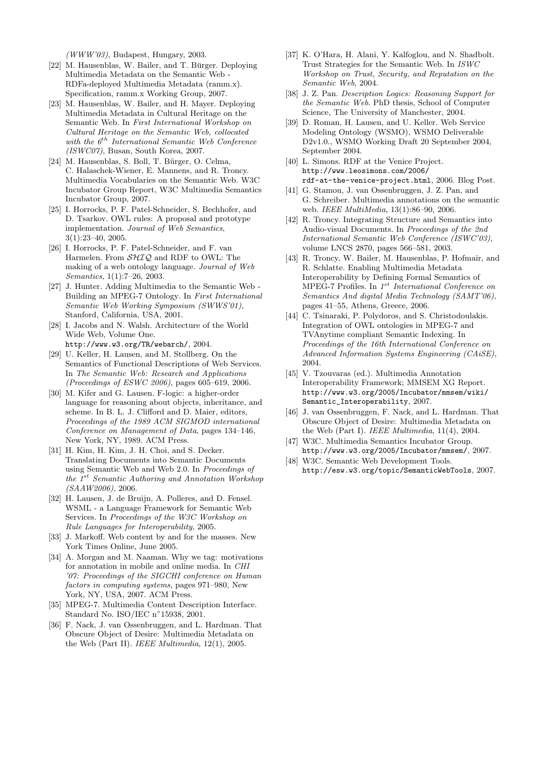*(WWW'03)*, Budapest, Hungary, 2003.

[22] M. Hausenblas, W. Bailer, and T. Bürger. Deploying Multimedia Metadata on the Semantic Web - RDFa-deployed Multimedia Metadata (ramm.x). Specification, ramm.x Working Group, 2007.

[23] M. Hausenblas, W. Bailer, and H. Mayer. Deploying Multimedia Metadata in Cultural Heritage on the Semantic Web. In *First International Workshop on Cultural Heritage on the Semantic Web, collocated with the 6th International Semantic Web Conference (ISWC07)*, Busan, South Korea, 2007.

[24] M. Hausenblas, S. Boll, T. Bürger, O. Celma, C. Halaschek-Wiener, E. Mannens, and R. Troncy. Multimedia Vocabularies on the Semantic Web. W3C Incubator Group Report, W3C Multimedia Semantics Incubator Group, 2007.

[25] I. Horrocks, P. F. Patel-Schneider, S. Bechhofer, and D. Tsarkov. OWL rules: A proposal and prototype implementation. *Journal of Web Semantics*, 3(1):23–40, 2005.

[26] I. Horrocks, P. F. Patel-Schneider, and F. van Harmelen. From $\mathcal{SHIQ}$ and RDF to OWL: The making of a web ontology language. *Journal of Web Semantics*, 1(1):7–26, 2003.

[27] J. Hunter. Adding Multimedia to the Semantic Web - Building an MPEG-7 Ontology. In *First International Semantic Web Working Symposium (SWWS'01)*, Stanford, California, USA, 2001.

[28] I. Jacobs and N. Walsh. Architecture of the World Wide Web, Volume One. `http://www.w3.org/TR/webarch/`, 2004.

[29] U. Keller, H. Lausen, and M. Stollberg. On the Semantics of Functional Descriptions of Web Services. In *The Semantic Web: Research and Applications (Proceedings of ESWC 2006)*, pages 605–619, 2006.

[30] M. Kifer and G. Lausen. F-logic: a higher-order language for reasoning about objects, inheritance, and scheme. In B. L. J. Clifford and D. Maier, editors, *Proceedings of the 1989 ACM SIGMOD international Conference on Management of Data*, pages 134–146, New York, NY, 1989. ACM Press.

[31] H. Kim, H. Kim, J. H. Choi, and S. Decker. Translating Documents into Semantic Documents using Semantic Web and Web 2.0. In *Proceedings of the 1st Semantic Authoring and Annotation Workshop (SAAW2006)*, 2006.

[32] H. Lausen, J. de Bruijn, A. Polleres, and D. Fensel. WSML - a Language Framework for Semantic Web Services. In *Proceedings of the W3C Workshop on Rule Languages for Interoperability*, 2005.

[33] J. Markoff. Web content by and for the masses. New York Times Online, June 2005.

[34] A. Morgan and M. Naaman. Why we tag: motivations for annotation in mobile and online media. In *CHI '07: Proceedings of the SIGCHI conference on Human factors in computing systems*, pages 971–980, New York, NY, USA, 2007. ACM Press.

[35] MPEG-7. Multimedia Content Description Interface. Standard No. ISO/IEC n°15938, 2001.

[36] F. Nack, J. van Ossenbruggen, and L. Hardman. That Obscure Object of Desire: Multimedia Metadata on the Web (Part II). *IEEE Multimedia*, 12(1), 2005.

[37] K. O'Hara, H. Alani, Y. Kalfoglou, and N. Shadbolt. Trust Strategies for the Semantic Web. In *ISWC Workshop on Trust, Security, and Reputation on the Semantic Web*, 2004.

[38] J. Z. Pan. *Description Logics: Reasoning Support for the Semantic Web*. PhD thesis, School of Computer Science, The University of Manchester, 2004.

[39] D. Roman, H. Lausen, and U. Keller. Web Service Modeling Ontology (WSMO), WSMO Deliverable D2v1.0., WSMO Working Draft 20 September 2004, September 2004.

[40] L. Simons. RDF at the Venice Project. `http://www.leosimons.com/2006/rdf-at-the-venice-project.html`, 2006. Blog Post.

[41] G. Stamou, J. van Ossenbruggen, J. Z. Pan, and G. Schreiber. Multimedia annotations on the semantic web. *IEEE MultiMedia*, 13(1):86–90, 2006.

[42] R. Troncy. Integrating Structure and Semantics into Audio-visual Documents. In *Proceedings of the 2nd International Semantic Web Conference (ISWC'03)*, volume LNCS 2870, pages 566–581, 2003.

[43] R. Troncy, W. Bailer, M. Hausenblas, P. Hofmair, and R. Schlatte. Enabling Multimedia Metadata Interoperability by Defining Formal Semantics of MPEG-7 Profiles. In *1st International Conference on Semantics And digital Media Technology (SAMT'06)*, pages 41–55, Athens, Greece, 2006.

[44] C. Tsinaraki, P. Polydoros, and S. Christodoulakis. Integration of OWL ontologies in MPEG-7 and TVAnytime compliant Semantic Indexing. In *Proceedings of the 16th International Conference on Advanced Information Systems Engineering (CAiSE)*, 2004.

[45] V. Tzouvaras (ed.). Multimedia Annotation Interoperability Framework; MMSEM XG Report. `http://www.w3.org/2005/Incubator/mmsem/wiki/Semantic_Interoperability`, 2007.

[46] J. van Ossenbruggen, F. Nack, and L. Hardman. That Obscure Object of Desire: Multimedia Metadata on the Web (Part I). *IEEE Multimedia*, 11(4), 2004.

[47] W3C. Multimedia Semantics Incubator Group. `http://www.w3.org/2005/Incubator/mmsem/`, 2007.

[48] W3C. Semantic Web Development Tools. `http://esw.w3.org/topic/SemanticWebTools`, 2007.